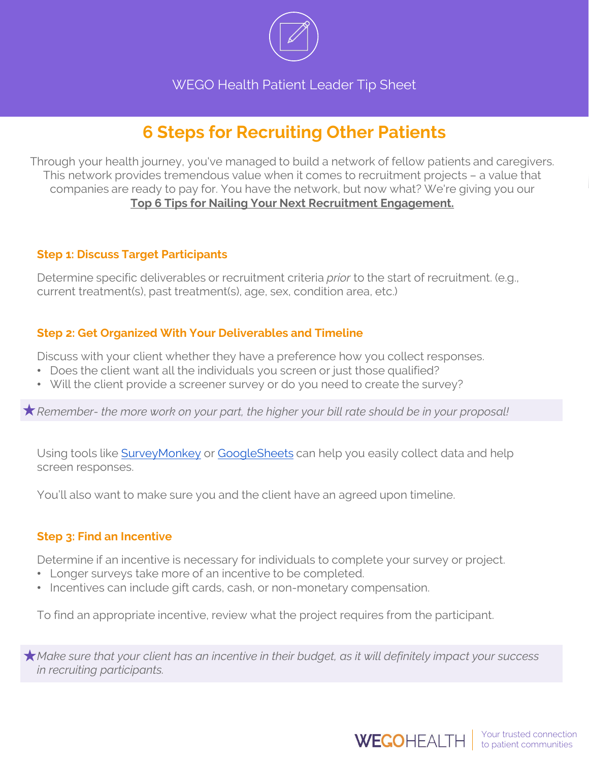WEGO Health Patient Leader Tip Sheet

# 6 Steps for Recruiting Other Patients

Through your health journey, you've managed to build a network of fellow patients and caregivers. This network provides tremendous value when it comes to recruitment projects – a value that companies are ready to pay for. You have the network, but now what? We're giving you our **Top 6 Tips for Nailing Your Next Recruitment Engagement.**

### Step 1: Discuss Target Participants

Determine specific deliverables or recruitment criteria *prior* to the start of recruitment. (e.g., current treatment(s), past treatment(s), age, sex, condition area, etc.)

### Step 2: Get Organized With Your Deliverables and Timeline

Discuss with your client whether they have a preference how you collect responses.

- Does the client want all the individuals you screen or just those qualified?
- Will the client provide a screener survey or do you need to create the survey?

★ *Remember- the more work on your part, the higher your bill rate should be in your proposal!*

Using tools like SurveyMonkey or GoogleSheets can help you easily collect data and help screen responses.

You'll also want to make sure you and the client have an agreed upon timeline.

### Step 3: Find an Incentive

Determine if an incentive is necessary for individuals to complete your survey or project.

- Longer surveys take more of an incentive to be completed.
- Incentives can include gift cards, cash, or non-monetary compensation.

To find an appropriate incentive, review what the project requires from the participant.

★ *Make sure that your client has an incentive in their budget, as it will definitely impact your success in recruiting participants.*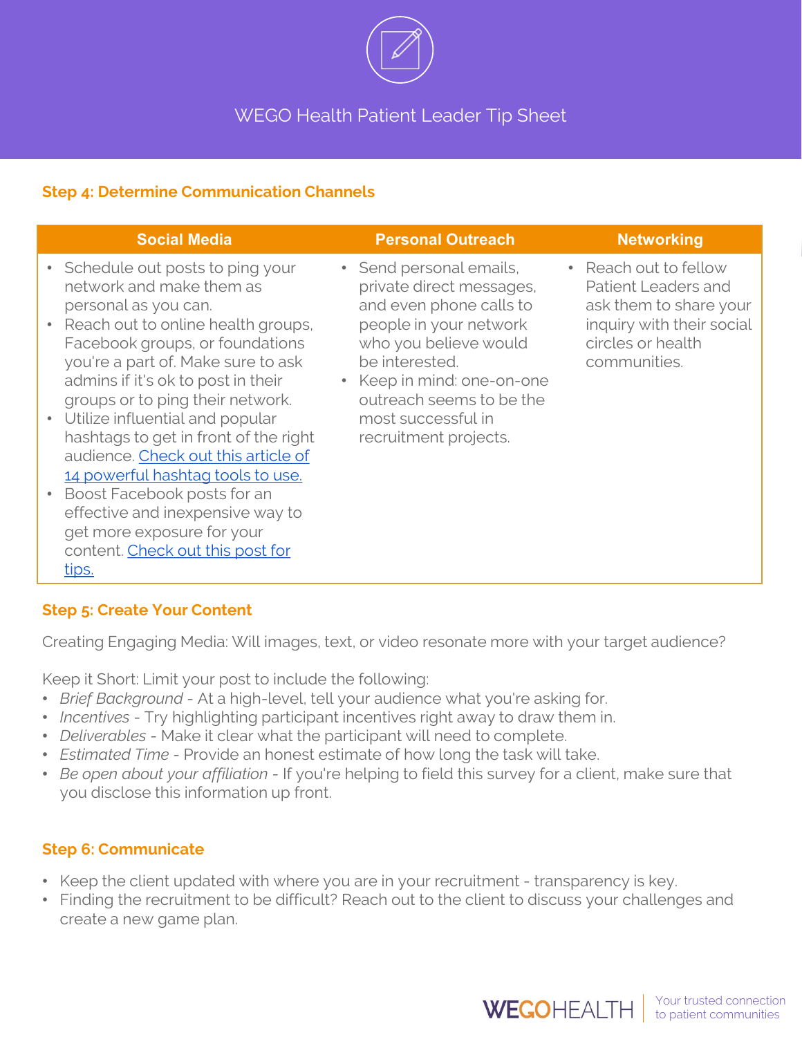WEGO Health Patient Leader Tip Sheet

### Step 4: Determine Communication Channels

| Social Media | Personal Outreach | Networking |
| --- | --- | --- |
| • Schedule out posts to ping your network and make them as personal as you can.<br>• Reach out to online health groups, Facebook groups, or foundations you're a part of. Make sure to ask admins if it's ok to post in their groups or to ping their network.<br>• Utilize influential and popular hashtags to get in front of the right audience. Check out this article of 14 powerful hashtag tools to use.<br>• Boost Facebook posts for an effective and inexpensive way to get more exposure for your content. Check out this post for tips. | • Send personal emails, private direct messages, and even phone calls to people in your network who you believe would be interested.<br>• Keep in mind: one-on-one outreach seems to be the most successful in recruitment projects. | • Reach out to fellow Patient Leaders and ask them to share your inquiry with their social circles or health communities. |

### Step 5: Create Your Content

Creating Engaging Media: Will images, text, or video resonate more with your target audience?

Keep it Short: Limit your post to include the following:

- *Brief Background* - At a high-level, tell your audience what you're asking for.
- *Incentives* - Try highlighting participant incentives right away to draw them in.
- *Deliverables* - Make it clear what the participant will need to complete.
- *Estimated Time* - Provide an honest estimate of how long the task will take.
- *Be open about your affiliation* - If you're helping to field this survey for a client, make sure that you disclose this information up front.

### Step 6: Communicate

- Keep the client updated with where you are in your recruitment - transparency is key.
- Finding the recruitment to be difficult? Reach out to the client to discuss your challenges and create a new game plan.

WEGOHEALTH | Your trusted connection to patient communities